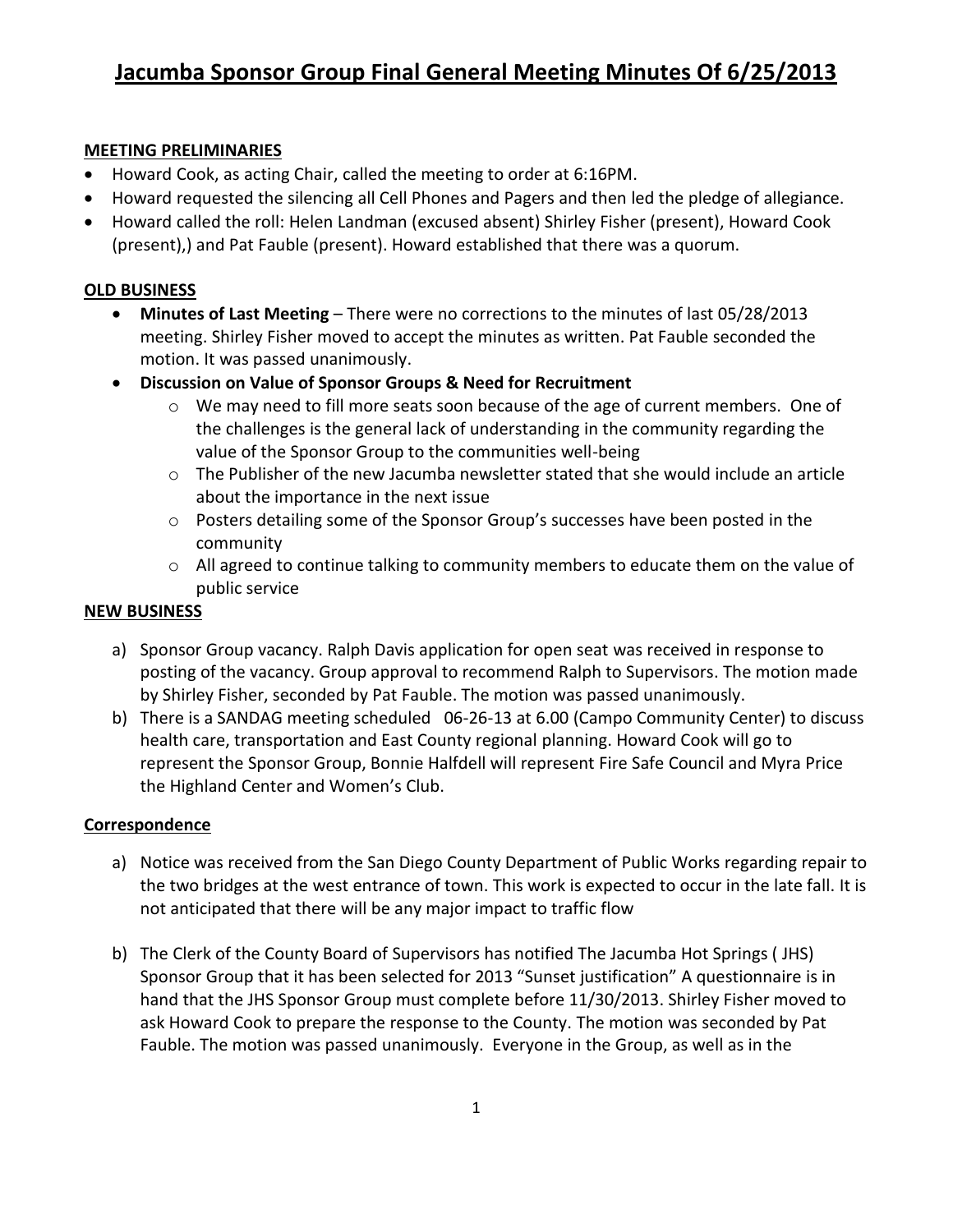# Jacumba Sponsor Group Final General Meeting Minutes Of 6/25/2013

**MEETING PRELIMINARIES**

- Howard Cook, as acting Chair, called the meeting to order at 6:16PM.
- Howard requested the silencing all Cell Phones and Pagers and then led the pledge of allegiance.
- Howard called the roll: Helen Landman (excused absent) Shirley Fisher (present), Howard Cook (present),) and Pat Fauble (present). Howard established that there was a quorum.

**OLD BUSINESS**

- **Minutes of Last Meeting** – There were no corrections to the minutes of last 05/28/2013 meeting. Shirley Fisher moved to accept the minutes as written. Pat Fauble seconded the motion. It was passed unanimously.
- **Discussion on Value of Sponsor Groups & Need for Recruitment**
  - We may need to fill more seats soon because of the age of current members. One of the challenges is the general lack of understanding in the community regarding the value of the Sponsor Group to the communities well-being
  - The Publisher of the new Jacumba newsletter stated that she would include an article about the importance in the next issue
  - Posters detailing some of the Sponsor Group's successes have been posted in the community
  - All agreed to continue talking to community members to educate them on the value of public service

**NEW BUSINESS**

a) Sponsor Group vacancy. Ralph Davis application for open seat was received in response to posting of the vacancy. Group approval to recommend Ralph to Supervisors. The motion made by Shirley Fisher, seconded by Pat Fauble. The motion was passed unanimously.

b) There is a SANDAG meeting scheduled 06-26-13 at 6.00 (Campo Community Center) to discuss health care, transportation and East County regional planning. Howard Cook will go to represent the Sponsor Group, Bonnie Halfdell will represent Fire Safe Council and Myra Price the Highland Center and Women's Club.

**Correspondence**

a) Notice was received from the San Diego County Department of Public Works regarding repair to the two bridges at the west entrance of town. This work is expected to occur in the late fall. It is not anticipated that there will be any major impact to traffic flow

b) The Clerk of the County Board of Supervisors has notified The Jacumba Hot Springs ( JHS) Sponsor Group that it has been selected for 2013 "Sunset justification" A questionnaire is in hand that the JHS Sponsor Group must complete before 11/30/2013. Shirley Fisher moved to ask Howard Cook to prepare the response to the County. The motion was seconded by Pat Fauble. The motion was passed unanimously. Everyone in the Group, as well as in the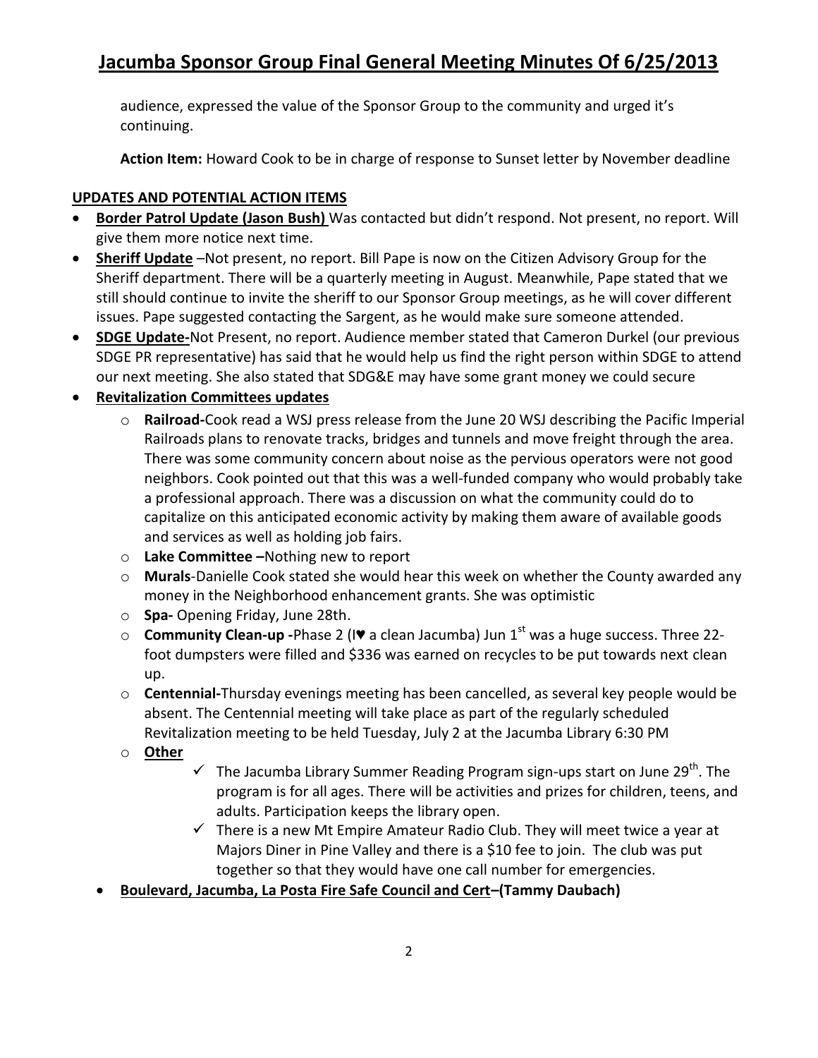audience, expressed the value of the Sponsor Group to the community and urged it's continuing.

**Action Item:** Howard Cook to be in charge of response to Sunset letter by November deadline

**UPDATES AND POTENTIAL ACTION ITEMS**

- **Border Patrol Update (Jason Bush)** Was contacted but didn't respond. Not present, no report. Will give them more notice next time.
- **Sheriff Update** –Not present, no report. Bill Pape is now on the Citizen Advisory Group for the Sheriff department. There will be a quarterly meeting in August. Meanwhile, Pape stated that we still should continue to invite the sheriff to our Sponsor Group meetings, as he will cover different issues. Pape suggested contacting the Sargent, as he would make sure someone attended.
- **SDGE Update-**Not Present, no report. Audience member stated that Cameron Durkel (our previous SDGE PR representative) has said that he would help us find the right person within SDGE to attend our next meeting. She also stated that SDG&E may have some grant money we could secure
- **Revitalization Committees updates**
  - **Railroad-**Cook read a WSJ press release from the June 20 WSJ describing the Pacific Imperial Railroads plans to renovate tracks, bridges and tunnels and move freight through the area. There was some community concern about noise as the pervious operators were not good neighbors. Cook pointed out that this was a well-funded company who would probably take a professional approach. There was a discussion on what the community could do to capitalize on this anticipated economic activity by making them aware of available goods and services as well as holding job fairs.
  - **Lake Committee –**Nothing new to report
  - **Murals**-Danielle Cook stated she would hear this week on whether the County awarded any money in the Neighborhood enhancement grants. She was optimistic
  - **Spa-** Opening Friday, June 28th.
  - **Community Clean-up -**Phase 2 (I♥ a clean Jacumba) Jun 1st was a huge success. Three 22-foot dumpsters were filled and $336 was earned on recycles to be put towards next clean up.
  - **Centennial-**Thursday evenings meeting has been cancelled, as several key people would be absent. The Centennial meeting will take place as part of the regularly scheduled Revitalization meeting to be held Tuesday, July 2 at the Jacumba Library 6:30 PM
  - **Other**
    - ✓ The Jacumba Library Summer Reading Program sign-ups start on June 29th. The program is for all ages. There will be activities and prizes for children, teens, and adults. Participation keeps the library open.
    - ✓ There is a new Mt Empire Amateur Radio Club. They will meet twice a year at Majors Diner in Pine Valley and there is a $10 fee to join. The club was put together so that they would have one call number for emergencies.
- **Boulevard, Jacumba, La Posta Fire Safe Council and Cert–(Tammy Daubach)**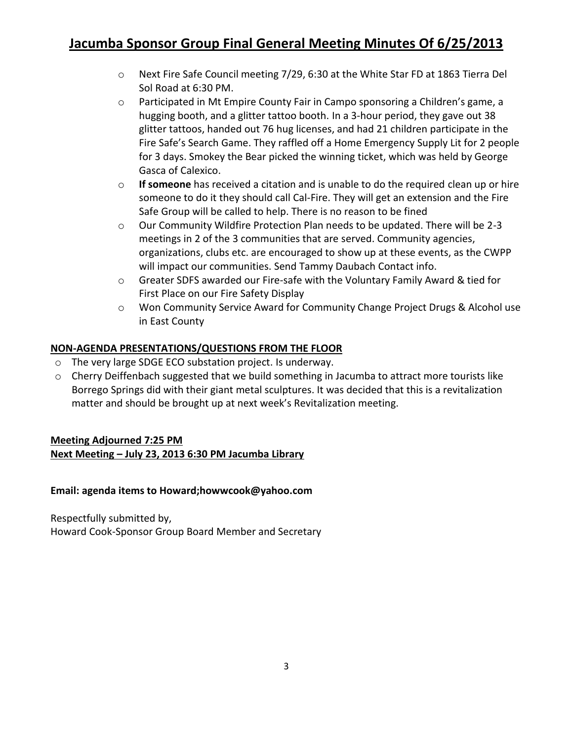- Next Fire Safe Council meeting 7/29, 6:30 at the White Star FD at 1863 Tierra Del Sol Road at 6:30 PM.
- Participated in Mt Empire County Fair in Campo sponsoring a Children's game, a hugging booth, and a glitter tattoo booth. In a 3-hour period, they gave out 38 glitter tattoos, handed out 76 hug licenses, and had 21 children participate in the Fire Safe's Search Game. They raffled off a Home Emergency Supply Lit for 2 people for 3 days. Smokey the Bear picked the winning ticket, which was held by George Gasca of Calexico.
- **If someone** has received a citation and is unable to do the required clean up or hire someone to do it they should call Cal-Fire. They will get an extension and the Fire Safe Group will be called to help. There is no reason to be fined
- Our Community Wildfire Protection Plan needs to be updated. There will be 2-3 meetings in 2 of the 3 communities that are served. Community agencies, organizations, clubs etc. are encouraged to show up at these events, as the CWPP will impact our communities. Send Tammy Daubach Contact info.
- Greater SDFS awarded our Fire-safe with the Voluntary Family Award & tied for First Place on our Fire Safety Display
- Won Community Service Award for Community Change Project Drugs & Alcohol use in East County

**NON-AGENDA PRESENTATIONS/QUESTIONS FROM THE FLOOR**

- The very large SDGE ECO substation project. Is underway.
- Cherry Deiffenbach suggested that we build something in Jacumba to attract more tourists like Borrego Springs did with their giant metal sculptures. It was decided that this is a revitalization matter and should be brought up at next week's Revitalization meeting.

**Meeting Adjourned 7:25 PM**
**Next Meeting – July 23, 2013 6:30 PM Jacumba Library**

**Email: agenda items to Howard;howwcook@yahoo.com**

Respectfully submitted by,
Howard Cook-Sponsor Group Board Member and Secretary